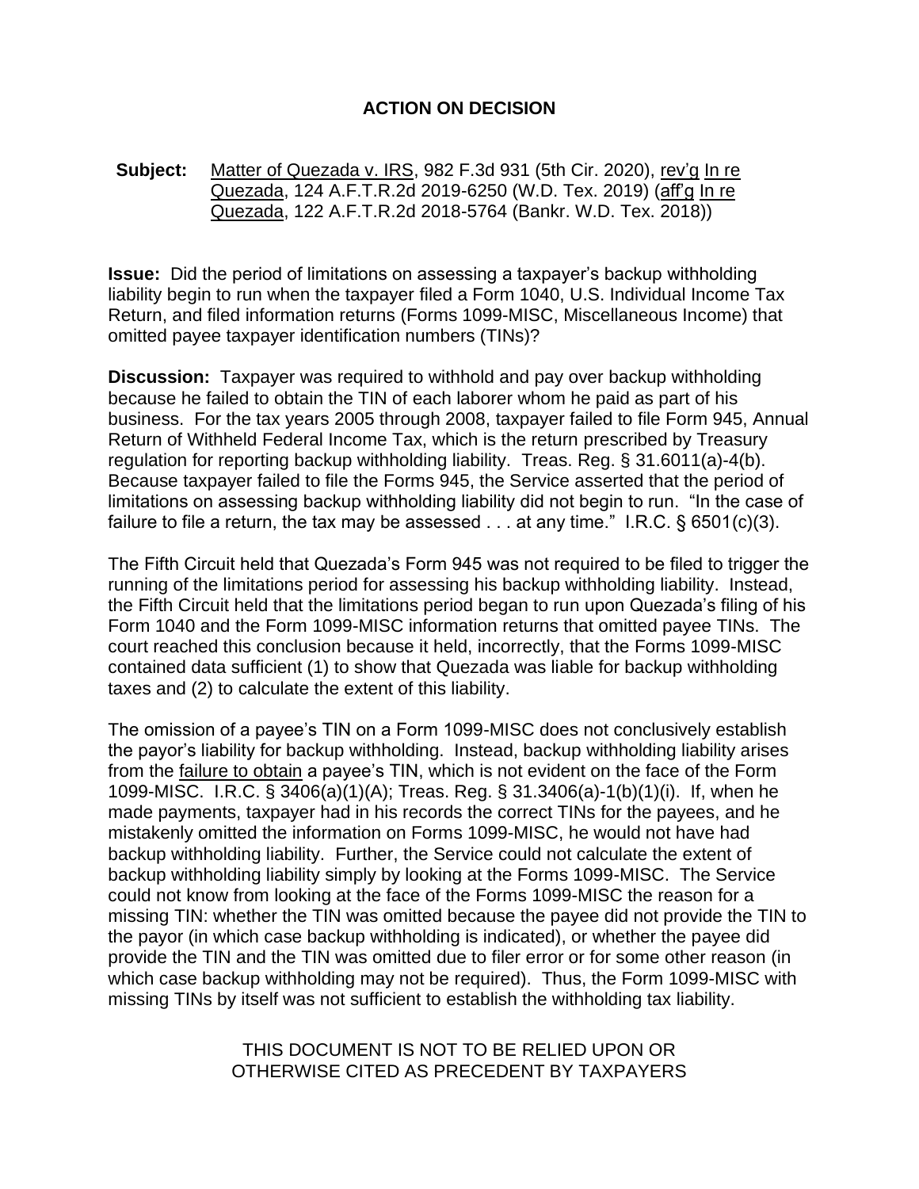# ACTION ON DECISION

**Subject:** Matter of Quezada v. IRS, 982 F.3d 931 (5th Cir. 2020), rev'g In re Quezada, 124 A.F.T.R.2d 2019-6250 (W.D. Tex. 2019) (aff'g In re Quezada, 122 A.F.T.R.2d 2018-5764 (Bankr. W.D. Tex. 2018))

**Issue:** Did the period of limitations on assessing a taxpayer's backup withholding liability begin to run when the taxpayer filed a Form 1040, U.S. Individual Income Tax Return, and filed information returns (Forms 1099-MISC, Miscellaneous Income) that omitted payee taxpayer identification numbers (TINs)?

**Discussion:** Taxpayer was required to withhold and pay over backup withholding because he failed to obtain the TIN of each laborer whom he paid as part of his business. For the tax years 2005 through 2008, taxpayer failed to file Form 945, Annual Return of Withheld Federal Income Tax, which is the return prescribed by Treasury regulation for reporting backup withholding liability. Treas. Reg. § 31.6011(a)-4(b). Because taxpayer failed to file the Forms 945, the Service asserted that the period of limitations on assessing backup withholding liability did not begin to run. "In the case of failure to file a return, the tax may be assessed . . . at any time." I.R.C. § 6501(c)(3).

The Fifth Circuit held that Quezada's Form 945 was not required to be filed to trigger the running of the limitations period for assessing his backup withholding liability. Instead, the Fifth Circuit held that the limitations period began to run upon Quezada's filing of his Form 1040 and the Form 1099-MISC information returns that omitted payee TINs. The court reached this conclusion because it held, incorrectly, that the Forms 1099-MISC contained data sufficient (1) to show that Quezada was liable for backup withholding taxes and (2) to calculate the extent of this liability.

The omission of a payee's TIN on a Form 1099-MISC does not conclusively establish the payor's liability for backup withholding. Instead, backup withholding liability arises from the failure to obtain a payee's TIN, which is not evident on the face of the Form 1099-MISC. I.R.C. § 3406(a)(1)(A); Treas. Reg. § 31.3406(a)-1(b)(1)(i). If, when he made payments, taxpayer had in his records the correct TINs for the payees, and he mistakenly omitted the information on Forms 1099-MISC, he would not have had backup withholding liability. Further, the Service could not calculate the extent of backup withholding liability simply by looking at the Forms 1099-MISC. The Service could not know from looking at the face of the Forms 1099-MISC the reason for a missing TIN: whether the TIN was omitted because the payee did not provide the TIN to the payor (in which case backup withholding is indicated), or whether the payee did provide the TIN and the TIN was omitted due to filer error or for some other reason (in which case backup withholding may not be required). Thus, the Form 1099-MISC with missing TINs by itself was not sufficient to establish the withholding tax liability.

THIS DOCUMENT IS NOT TO BE RELIED UPON OR OTHERWISE CITED AS PRECEDENT BY TAXPAYERS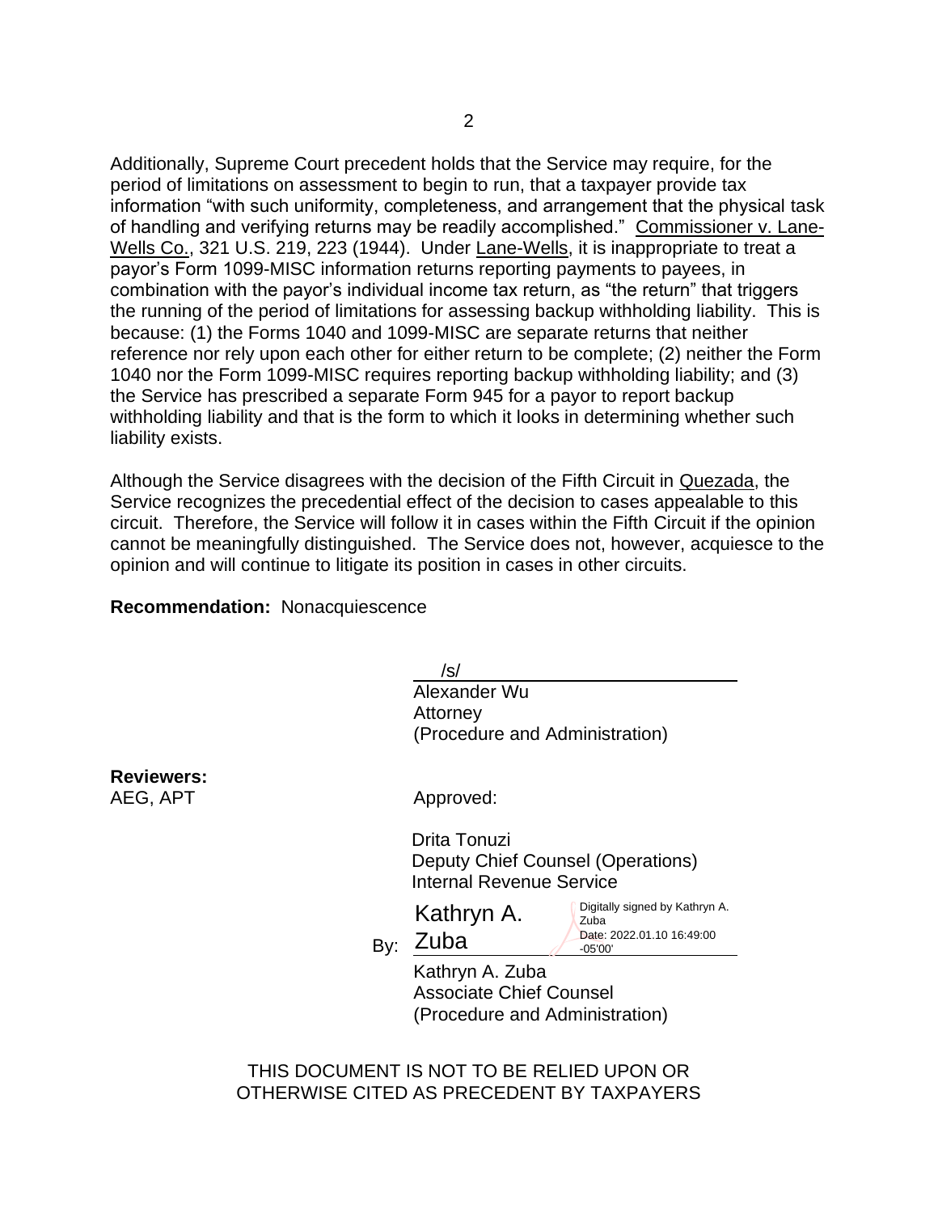Additionally, Supreme Court precedent holds that the Service may require, for the period of limitations on assessment to begin to run, that a taxpayer provide tax information "with such uniformity, completeness, and arrangement that the physical task of handling and verifying returns may be readily accomplished." Commissioner v. Lane-Wells Co., 321 U.S. 219, 223 (1944). Under Lane-Wells, it is inappropriate to treat a payor's Form 1099-MISC information returns reporting payments to payees, in combination with the payor's individual income tax return, as "the return" that triggers the running of the period of limitations for assessing backup withholding liability. This is because: (1) the Forms 1040 and 1099-MISC are separate returns that neither reference nor rely upon each other for either return to be complete; (2) neither the Form 1040 nor the Form 1099-MISC requires reporting backup withholding liability; and (3) the Service has prescribed a separate Form 945 for a payor to report backup withholding liability and that is the form to which it looks in determining whether such liability exists.

Although the Service disagrees with the decision of the Fifth Circuit in Quezada, the Service recognizes the precedential effect of the decision to cases appealable to this circuit. Therefore, the Service will follow it in cases within the Fifth Circuit if the opinion cannot be meaningfully distinguished. The Service does not, however, acquiesce to the opinion and will continue to litigate its position in cases in other circuits.

**Recommendation:** Nonacquiescence

/s/
Alexander Wu
Attorney
(Procedure and Administration)

**Reviewers:**
AEG, APT

Approved:

Drita Tonuzi
Deputy Chief Counsel (Operations)
Internal Revenue Service

By: Kathryn A. Zuba
Digitally signed by Kathryn A. Zuba
Date: 2022.01.10 16:49:00 -05'00'

Kathryn A. Zuba
Associate Chief Counsel
(Procedure and Administration)

THIS DOCUMENT IS NOT TO BE RELIED UPON OR OTHERWISE CITED AS PRECEDENT BY TAXPAYERS